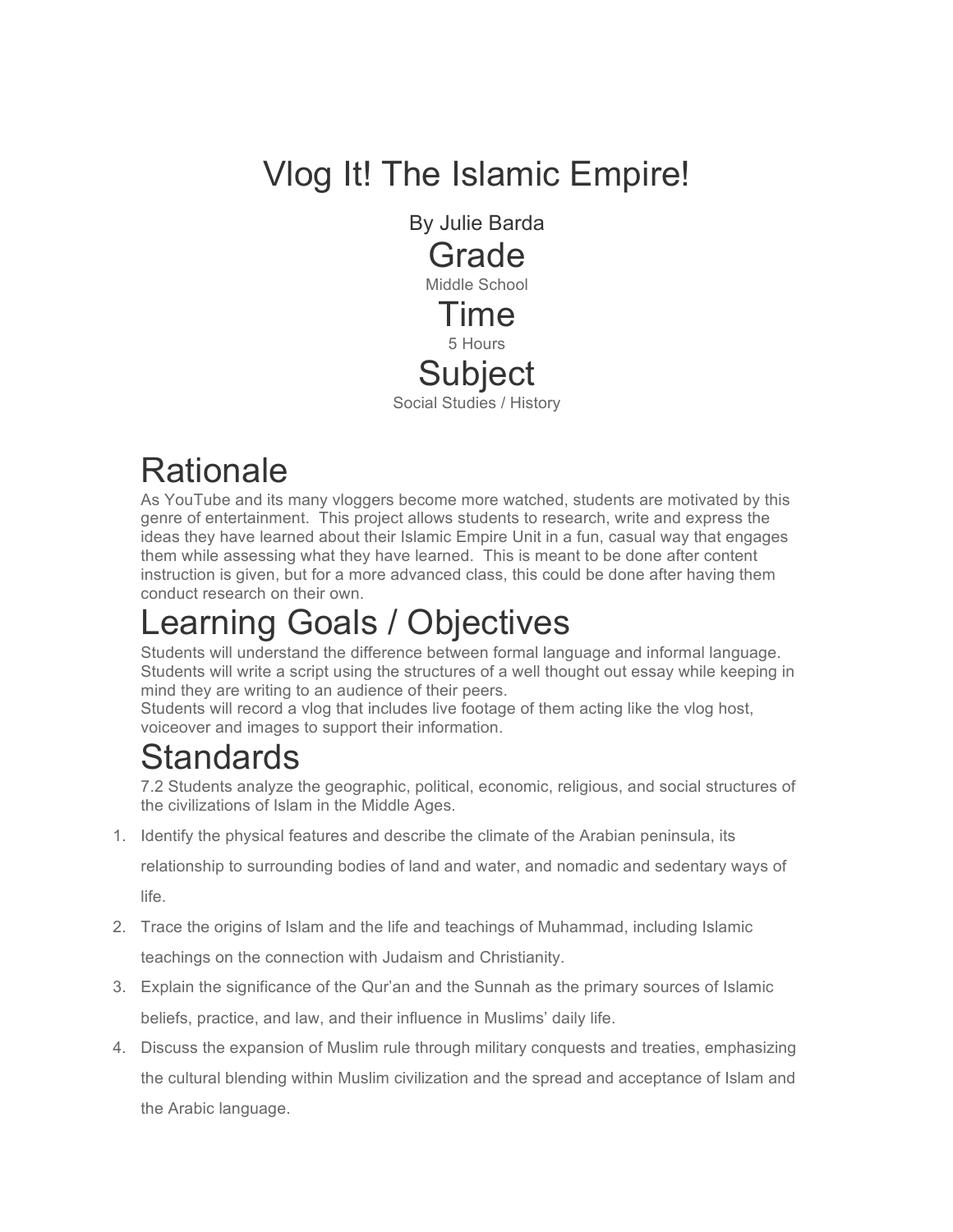# Vlog It! The Islamic Empire!

By Julie Barda

## Grade

Middle School

## Time

5 Hours

## Subject

Social Studies / History

# Rationale

As YouTube and its many vloggers become more watched, students are motivated by this genre of entertainment. This project allows students to research, write and express the ideas they have learned about their Islamic Empire Unit in a fun, casual way that engages them while assessing what they have learned. This is meant to be done after content instruction is given, but for a more advanced class, this could be done after having them conduct research on their own.

# Learning Goals / Objectives

Students will understand the difference between formal language and informal language.
Students will write a script using the structures of a well thought out essay while keeping in mind they are writing to an audience of their peers.
Students will record a vlog that includes live footage of them acting like the vlog host, voiceover and images to support their information.

# Standards

7.2 Students analyze the geographic, political, economic, religious, and social structures of the civilizations of Islam in the Middle Ages.

1. Identify the physical features and describe the climate of the Arabian peninsula, its relationship to surrounding bodies of land and water, and nomadic and sedentary ways of life.
2. Trace the origins of Islam and the life and teachings of Muhammad, including Islamic teachings on the connection with Judaism and Christianity.
3. Explain the significance of the Qur'an and the Sunnah as the primary sources of Islamic beliefs, practice, and law, and their influence in Muslims' daily life.
4. Discuss the expansion of Muslim rule through military conquests and treaties, emphasizing the cultural blending within Muslim civilization and the spread and acceptance of Islam and the Arabic language.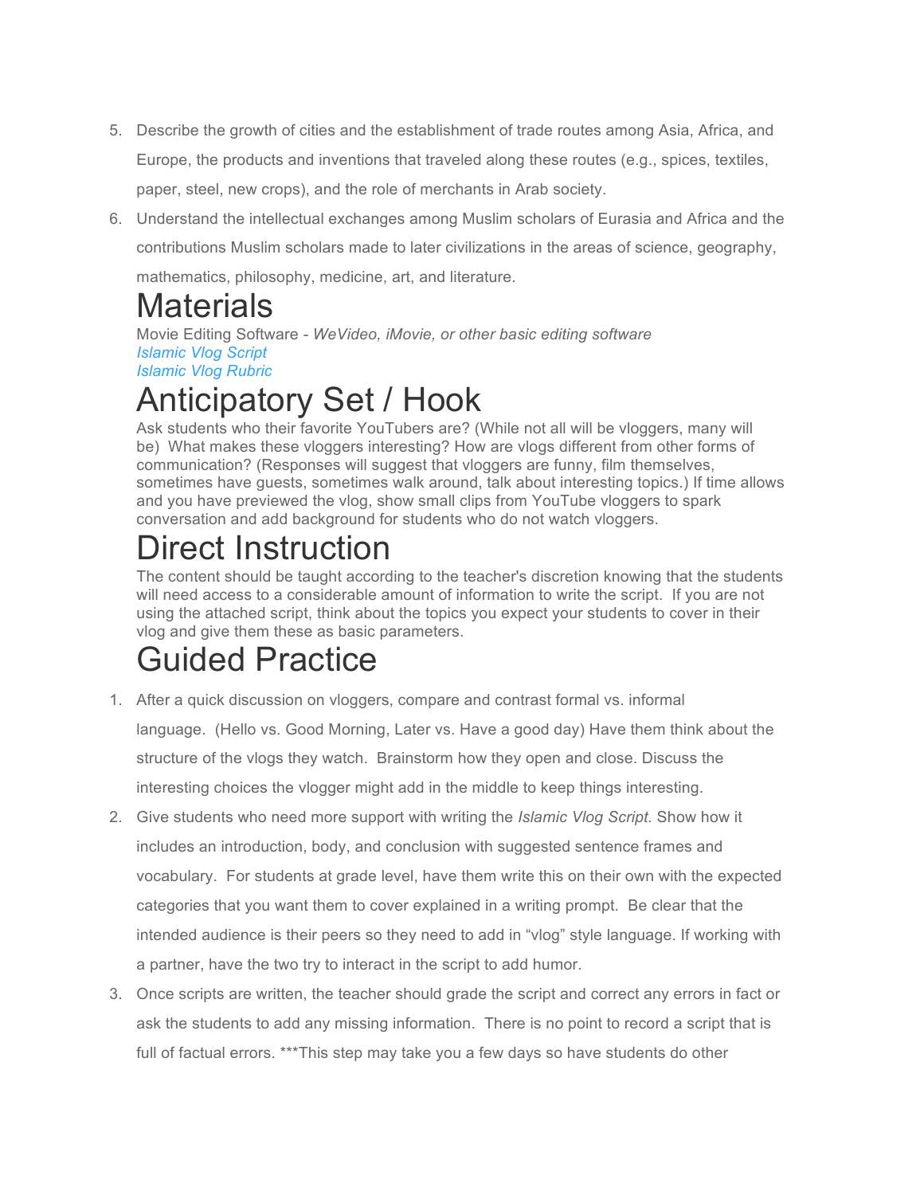5. Describe the growth of cities and the establishment of trade routes among Asia, Africa, and Europe, the products and inventions that traveled along these routes (e.g., spices, textiles, paper, steel, new crops), and the role of merchants in Arab society.
6. Understand the intellectual exchanges among Muslim scholars of Eurasia and Africa and the contributions Muslim scholars made to later civilizations in the areas of science, geography, mathematics, philosophy, medicine, art, and literature.

# Materials

Movie Editing Software - *WeVideo, iMovie, or other basic editing software*
*Islamic Vlog Script*
*Islamic Vlog Rubric*

# Anticipatory Set / Hook

Ask students who their favorite YouTubers are? (While not all will be vloggers, many will be) What makes these vloggers interesting? How are vlogs different from other forms of communication? (Responses will suggest that vloggers are funny, film themselves, sometimes have guests, sometimes walk around, talk about interesting topics.) If time allows and you have previewed the vlog, show small clips from YouTube vloggers to spark conversation and add background for students who do not watch vloggers.

# Direct Instruction

The content should be taught according to the teacher's discretion knowing that the students will need access to a considerable amount of information to write the script. If you are not using the attached script, think about the topics you expect your students to cover in their vlog and give them these as basic parameters.

# Guided Practice

1. After a quick discussion on vloggers, compare and contrast formal vs. informal language. (Hello vs. Good Morning, Later vs. Have a good day) Have them think about the structure of the vlogs they watch. Brainstorm how they open and close. Discuss the interesting choices the vlogger might add in the middle to keep things interesting.
2. Give students who need more support with writing the *Islamic Vlog Script.* Show how it includes an introduction, body, and conclusion with suggested sentence frames and vocabulary. For students at grade level, have them write this on their own with the expected categories that you want them to cover explained in a writing prompt. Be clear that the intended audience is their peers so they need to add in "vlog" style language. If working with a partner, have the two try to interact in the script to add humor.
3. Once scripts are written, the teacher should grade the script and correct any errors in fact or ask the students to add any missing information. There is no point to record a script that is full of factual errors. ***This step may take you a few days so have students do other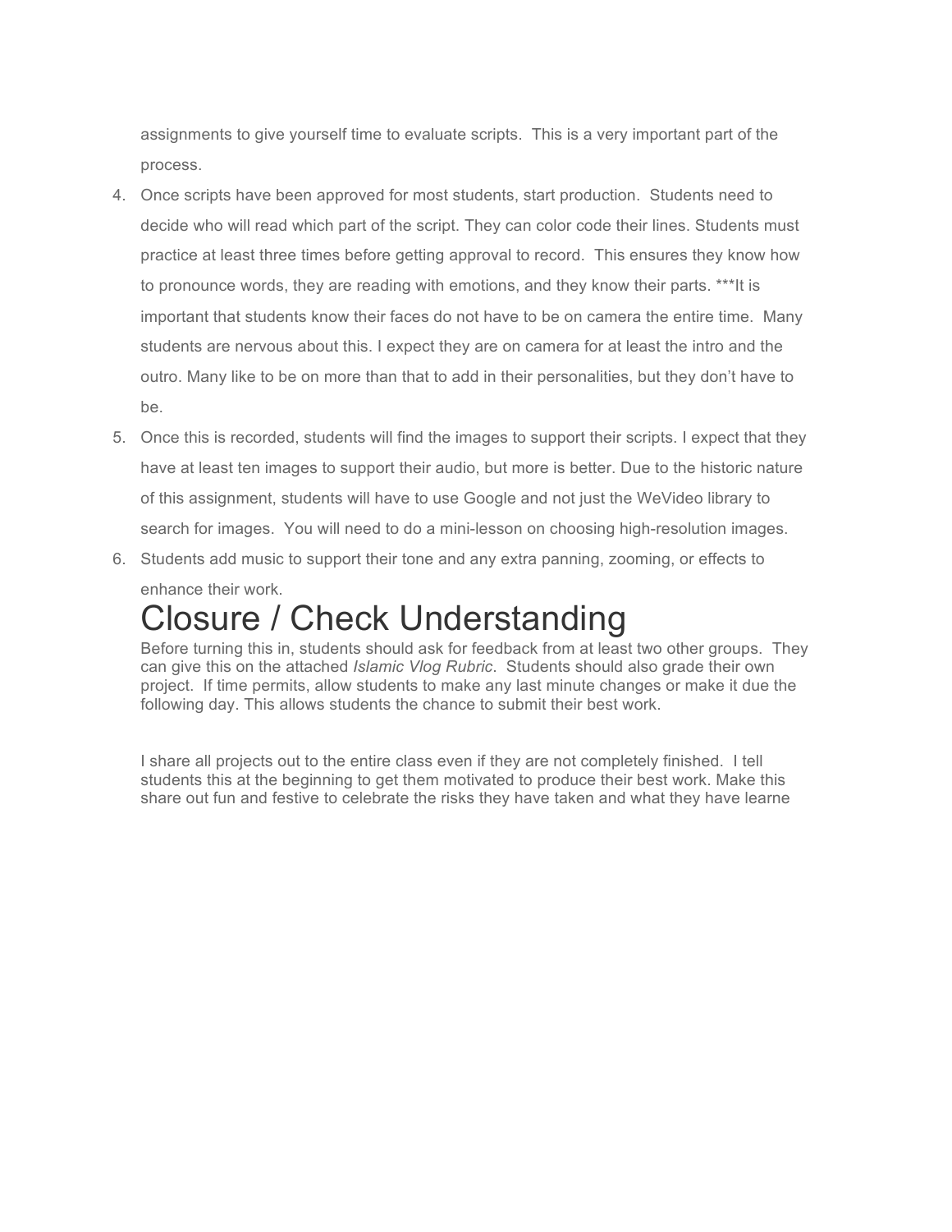assignments to give yourself time to evaluate scripts. This is a very important part of the process.

4. Once scripts have been approved for most students, start production. Students need to decide who will read which part of the script. They can color code their lines. Students must practice at least three times before getting approval to record. This ensures they know how to pronounce words, they are reading with emotions, and they know their parts. ***It is important that students know their faces do not have to be on camera the entire time. Many students are nervous about this. I expect they are on camera for at least the intro and the outro. Many like to be on more than that to add in their personalities, but they don't have to be.
5. Once this is recorded, students will find the images to support their scripts. I expect that they have at least ten images to support their audio, but more is better. Due to the historic nature of this assignment, students will have to use Google and not just the WeVideo library to search for images. You will need to do a mini-lesson on choosing high-resolution images.
6. Students add music to support their tone and any extra panning, zooming, or effects to enhance their work.

# Closure / Check Understanding

Before turning this in, students should ask for feedback from at least two other groups. They can give this on the attached *Islamic Vlog Rubric*. Students should also grade their own project. If time permits, allow students to make any last minute changes or make it due the following day. This allows students the chance to submit their best work.

I share all projects out to the entire class even if they are not completely finished. I tell students this at the beginning to get them motivated to produce their best work. Make this share out fun and festive to celebrate the risks they have taken and what they have learne